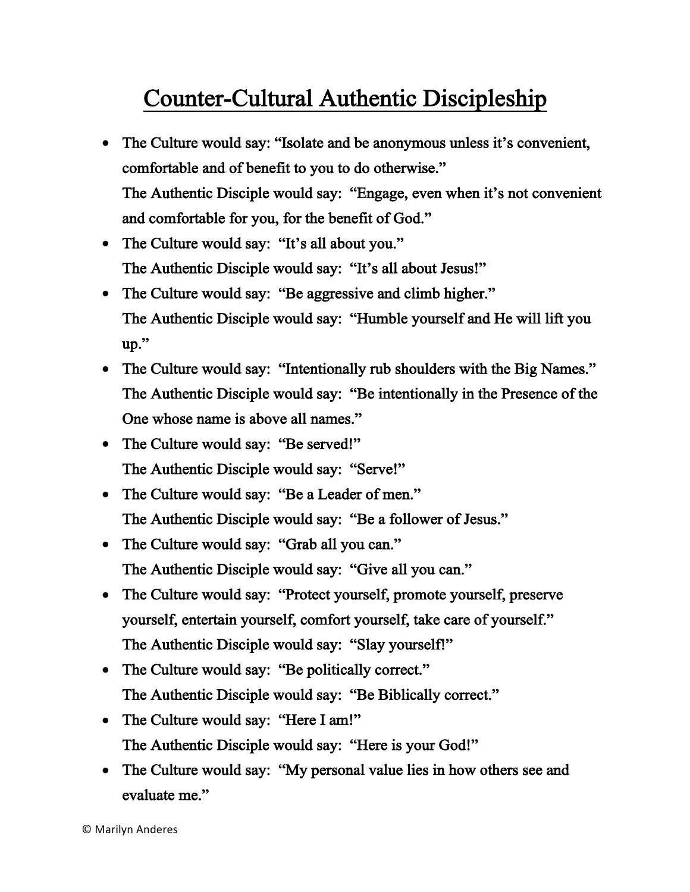# Counter-Cultural Authentic Discipleship

- The Culture would say: "Isolate and be anonymous unless it's convenient, comfortable and of benefit to you to do otherwise."
  The Authentic Disciple would say: "Engage, even when it's not convenient and comfortable for you, for the benefit of God."
- The Culture would say: "It's all about you."
  The Authentic Disciple would say: "It's all about Jesus!"
- The Culture would say: "Be aggressive and climb higher."
  The Authentic Disciple would say: "Humble yourself and He will lift you up."
- The Culture would say: "Intentionally rub shoulders with the Big Names."
  The Authentic Disciple would say: "Be intentionally in the Presence of the One whose name is above all names."
- The Culture would say: "Be served!"
  The Authentic Disciple would say: "Serve!"
- The Culture would say: "Be a Leader of men."
  The Authentic Disciple would say: "Be a follower of Jesus."
- The Culture would say: "Grab all you can."
  The Authentic Disciple would say: "Give all you can."
- The Culture would say: "Protect yourself, promote yourself, preserve yourself, entertain yourself, comfort yourself, take care of yourself."
  The Authentic Disciple would say: "Slay yourself!"
- The Culture would say: "Be politically correct."
  The Authentic Disciple would say: "Be Biblically correct."
- The Culture would say: "Here I am!"
  The Authentic Disciple would say: "Here is your God!"
- The Culture would say: "My personal value lies in how others see and evaluate me."

© Marilyn Anderes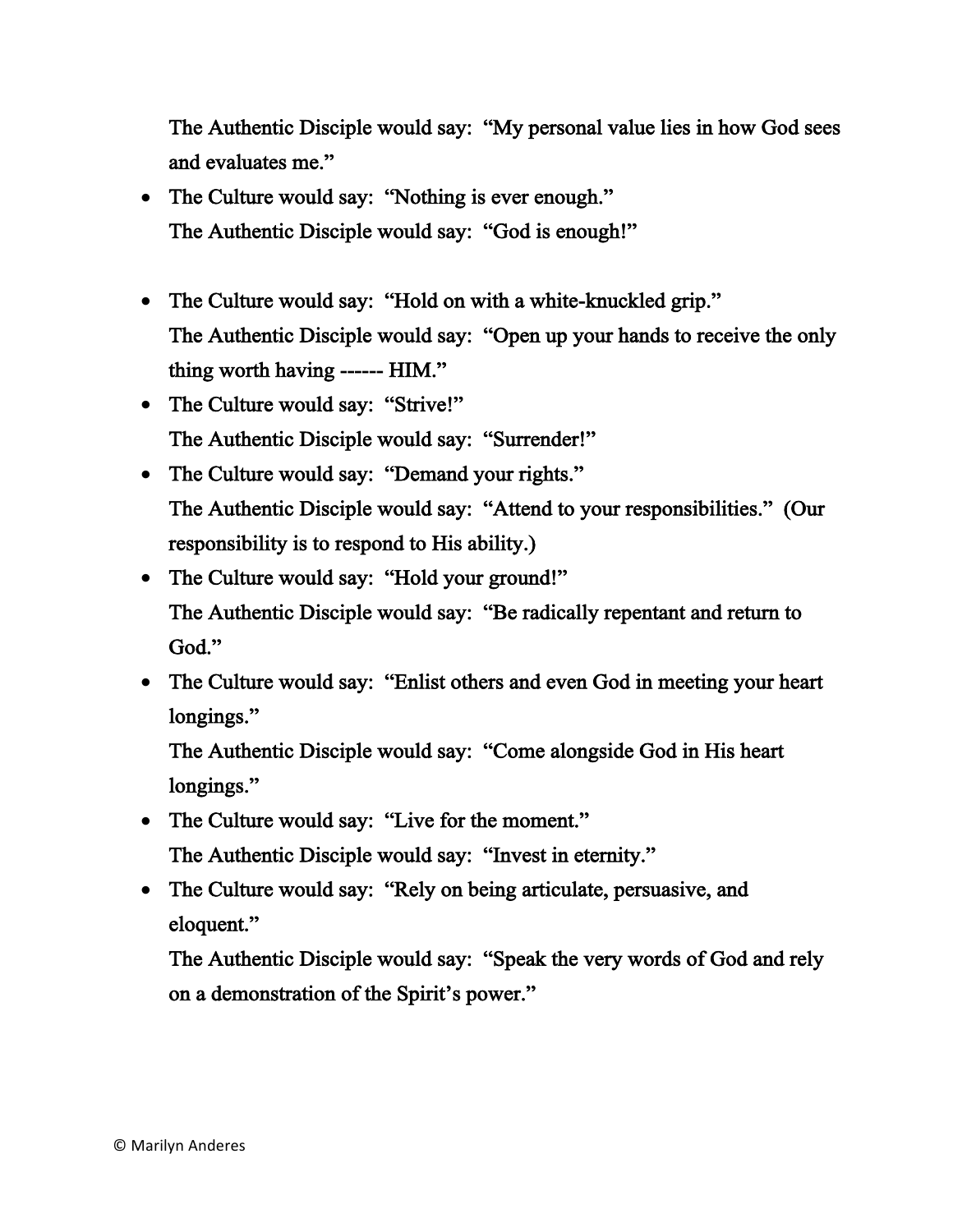The Authentic Disciple would say: "My personal value lies in how God sees and evaluates me."

- The Culture would say: "Nothing is ever enough."
  The Authentic Disciple would say: "God is enough!"

- The Culture would say: "Hold on with a white-knuckled grip."
  The Authentic Disciple would say: "Open up your hands to receive the only thing worth having ------ HIM."
- The Culture would say: "Strive!"
  The Authentic Disciple would say: "Surrender!"
- The Culture would say: "Demand your rights."
  The Authentic Disciple would say: "Attend to your responsibilities." (Our responsibility is to respond to His ability.)
- The Culture would say: "Hold your ground!"
  The Authentic Disciple would say: "Be radically repentant and return to God."
- The Culture would say: "Enlist others and even God in meeting your heart longings."
  The Authentic Disciple would say: "Come alongside God in His heart longings."
- The Culture would say: "Live for the moment."
  The Authentic Disciple would say: "Invest in eternity."
- The Culture would say: "Rely on being articulate, persuasive, and eloquent."
  The Authentic Disciple would say: "Speak the very words of God and rely on a demonstration of the Spirit's power."

© Marilyn Anderes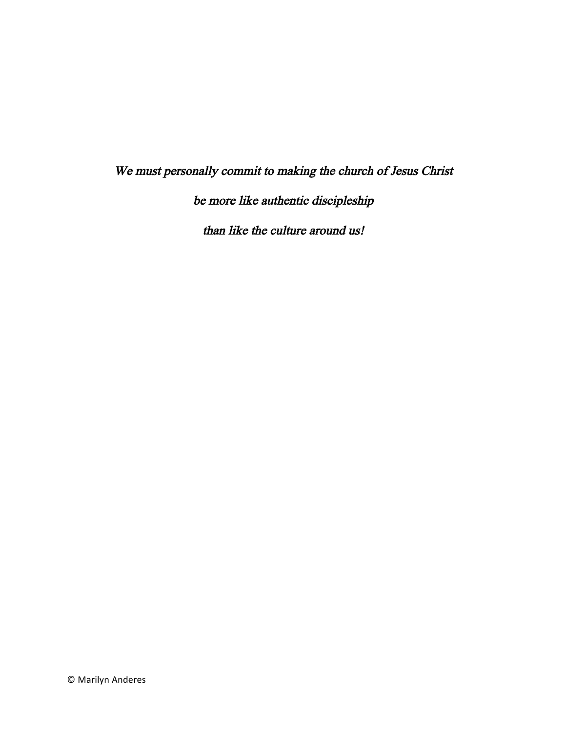*We must personally commit to making the church of Jesus Christ*

*be more like authentic discipleship*

*than like the culture around us!*

© Marilyn Anderes